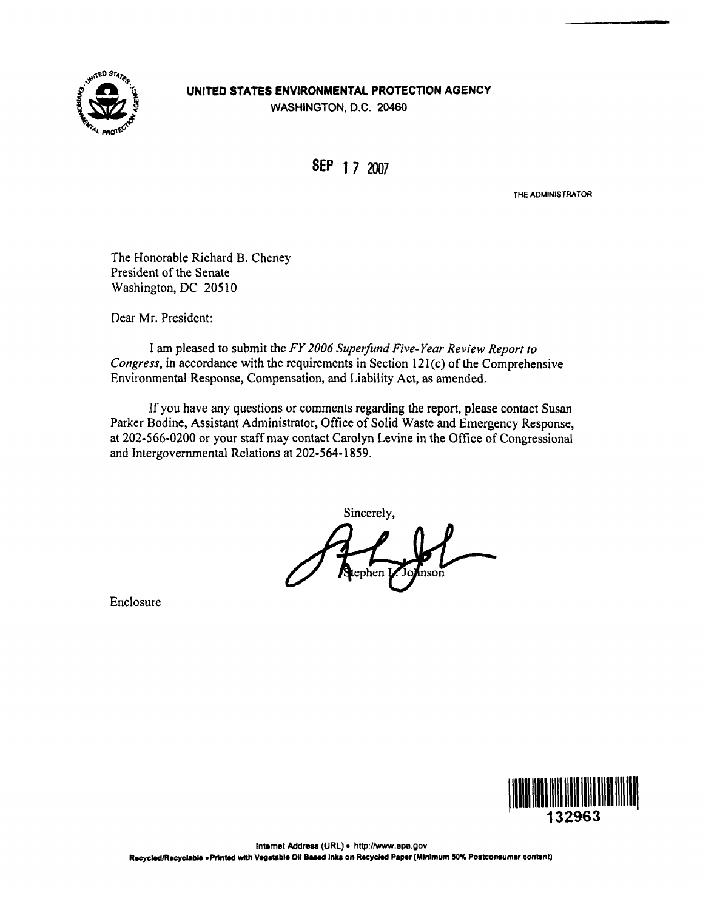**UNITED STATES ENVIRONMENTAL PROTECTION AGENCY**
WASHINGTON, D.C. 20460

SEP 17 2007

THE ADMINISTRATOR

The Honorable Richard B. Cheney
President of the Senate
Washington, DC 20510

Dear Mr. President:

I am pleased to submit the *FY 2006 Superfund Five-Year Review Report to Congress*, in accordance with the requirements in Section 121(c) of the Comprehensive Environmental Response, Compensation, and Liability Act, as amended.

If you have any questions or comments regarding the report, please contact Susan Parker Bodine, Assistant Administrator, Office of Solid Waste and Emergency Response, at 202-566-0200 or your staff may contact Carolyn Levine in the Office of Congressional and Intergovernmental Relations at 202-564-1859.

Sincerely,

Stephen L. Johnson

Enclosure

132963

Internet Address (URL) • http://www.epa.gov
Recycled/Recyclable • Printed with Vegetable Oil Based Inks on Recycled Paper (Minimum 50% Postconsumer content)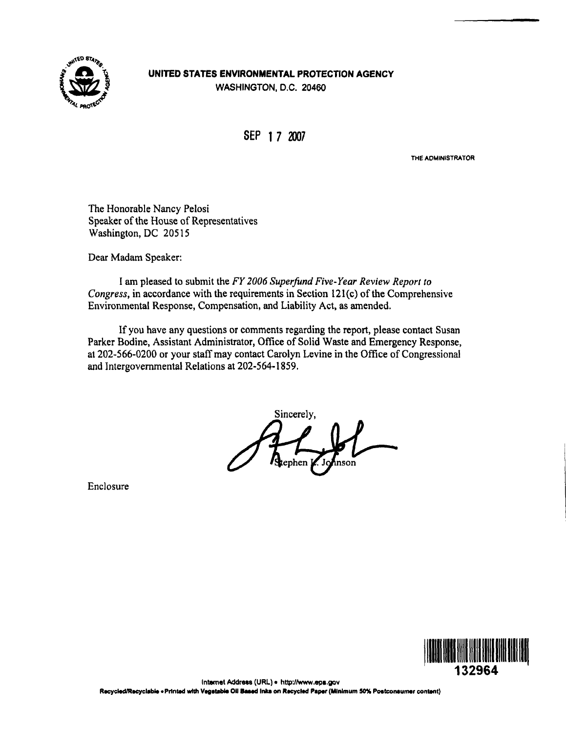**UNITED STATES ENVIRONMENTAL PROTECTION AGENCY**
WASHINGTON, D.C. 20460

SEP 17 2007

THE ADMINISTRATOR

The Honorable Nancy Pelosi
Speaker of the House of Representatives
Washington, DC 20515

Dear Madam Speaker:

I am pleased to submit the *FY 2006 Superfund Five-Year Review Report to Congress*, in accordance with the requirements in Section 121(c) of the Comprehensive Environmental Response, Compensation, and Liability Act, as amended.

If you have any questions or comments regarding the report, please contact Susan Parker Bodine, Assistant Administrator, Office of Solid Waste and Emergency Response, at 202-566-0200 or your staff may contact Carolyn Levine in the Office of Congressional and Intergovernmental Relations at 202-564-1859.

Sincerely,

Stephen L. Johnson

Enclosure

132964

Internet Address (URL) • http://www.epa.gov
Recycled/Recyclable • Printed with Vegetable Oil Based Inks on Recycled Paper (Minimum 50% Postconsumer content)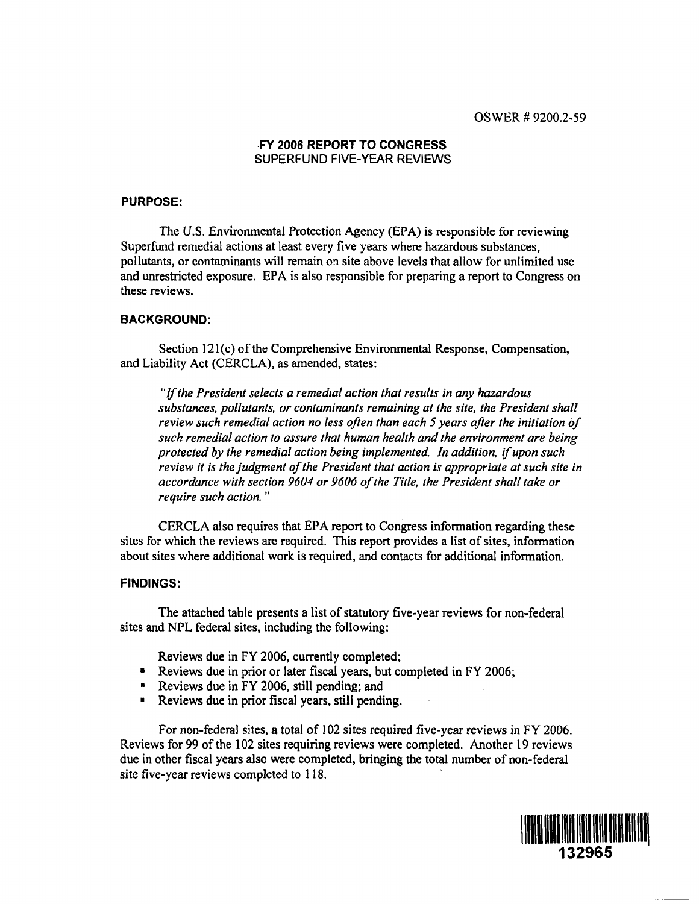OSWER # 9200.2-59

# FY 2006 REPORT TO CONGRESS
## SUPERFUND FIVE-YEAR REVIEWS

### PURPOSE:

The U.S. Environmental Protection Agency (EPA) is responsible for reviewing Superfund remedial actions at least every five years where hazardous substances, pollutants, or contaminants will remain on site above levels that allow for unlimited use and unrestricted exposure. EPA is also responsible for preparing a report to Congress on these reviews.

### BACKGROUND:

Section 121(c) of the Comprehensive Environmental Response, Compensation, and Liability Act (CERCLA), as amended, states:

> *"If the President selects a remedial action that results in any hazardous substances, pollutants, or contaminants remaining at the site, the President shall review such remedial action no less often than each 5 years after the initiation of such remedial action to assure that human health and the environment are being protected by the remedial action being implemented. In addition, if upon such review it is the judgment of the President that action is appropriate at such site in accordance with section 9604 or 9606 of the Title, the President shall take or require such action."*

CERCLA also requires that EPA report to Congress information regarding these sites for which the reviews are required. This report provides a list of sites, information about sites where additional work is required, and contacts for additional information.

### FINDINGS:

The attached table presents a list of statutory five-year reviews for non-federal sites and NPL federal sites, including the following:

- Reviews due in FY 2006, currently completed;
- Reviews due in prior or later fiscal years, but completed in FY 2006;
- Reviews due in FY 2006, still pending; and
- Reviews due in prior fiscal years, still pending.

For non-federal sites, a total of 102 sites required five-year reviews in FY 2006. Reviews for 99 of the 102 sites requiring reviews were completed. Another 19 reviews due in other fiscal years also were completed, bringing the total number of non-federal site five-year reviews completed to 118.

132965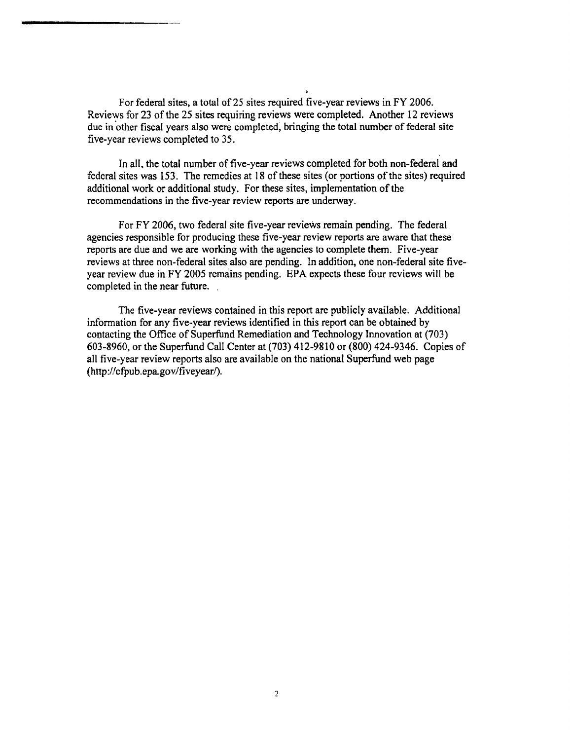For federal sites, a total of 25 sites required five-year reviews in FY 2006. Reviews for 23 of the 25 sites requiring reviews were completed. Another 12 reviews due in other fiscal years also were completed, bringing the total number of federal site five-year reviews completed to 35.

In all, the total number of five-year reviews completed for both non-federal and federal sites was 153. The remedies at 18 of these sites (or portions of the sites) required additional work or additional study. For these sites, implementation of the recommendations in the five-year review reports are underway.

For FY 2006, two federal site five-year reviews remain pending. The federal agencies responsible for producing these five-year review reports are aware that these reports are due and we are working with the agencies to complete them. Five-year reviews at three non-federal sites also are pending. In addition, one non-federal site five-year review due in FY 2005 remains pending. EPA expects these four reviews will be completed in the near future.

The five-year reviews contained in this report are publicly available. Additional information for any five-year reviews identified in this report can be obtained by contacting the Office of Superfund Remediation and Technology Innovation at (703) 603-8960, or the Superfund Call Center at (703) 412-9810 or (800) 424-9346. Copies of all five-year review reports also are available on the national Superfund web page (http://cfpub.epa.gov/fiveyear/).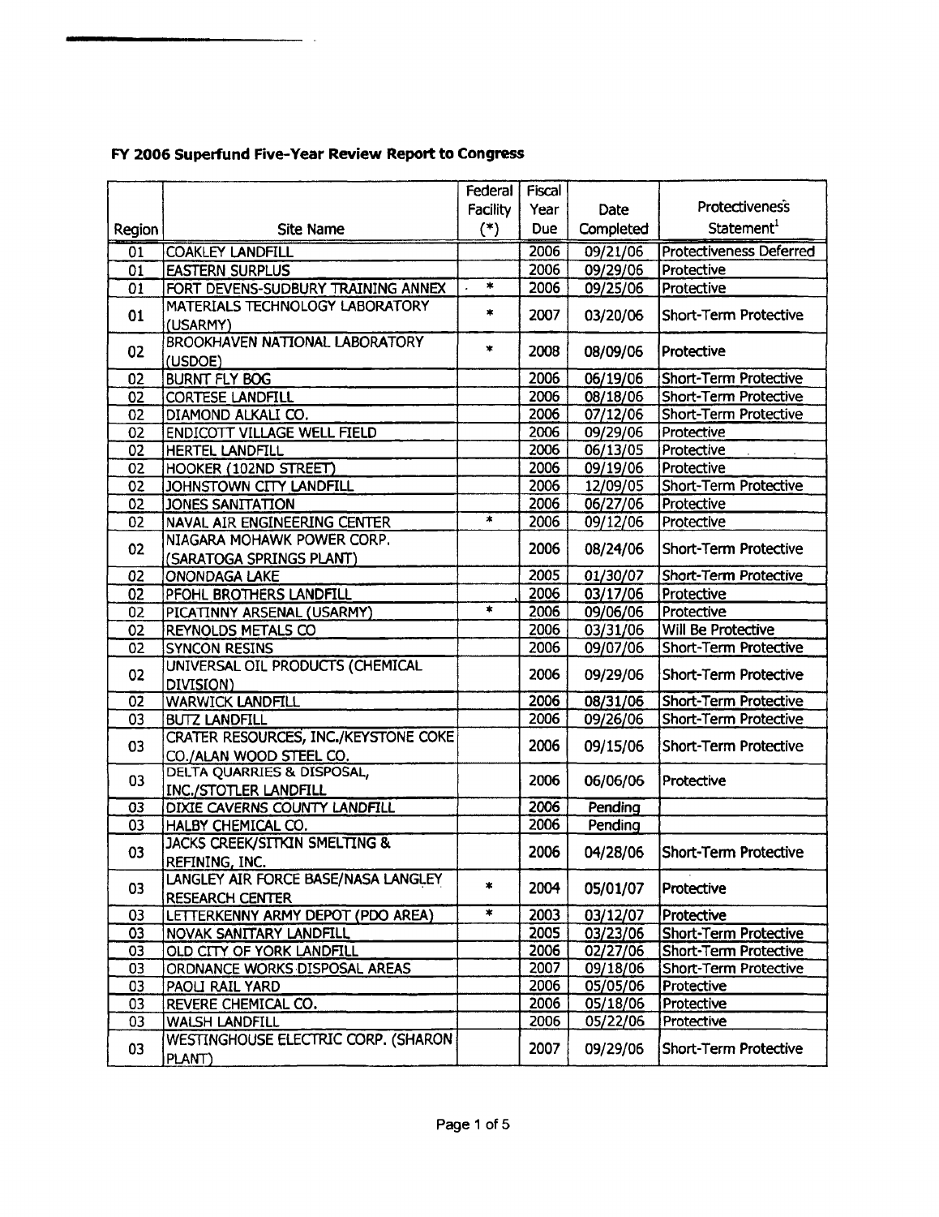**FY 2006 Superfund Five-Year Review Report to Congress**

| Region | Site Name | Federal Facility (*) | Fiscal Year Due | Date Completed | Protectiveness Statement[1] |
|---|---|---|---|---|---|
| 01 | COAKLEY LANDFILL | | 2006 | 09/21/06 | Protectiveness Deferred |
| 01 | EASTERN SURPLUS | | 2006 | 09/29/06 | Protective |
| 01 | FORT DEVENS-SUDBURY TRAINING ANNEX | * | 2006 | 09/25/06 | Protective |
| 01 | MATERIALS TECHNOLOGY LABORATORY (USARMY) | * | 2007 | 03/20/06 | Short-Term Protective |
| 02 | BROOKHAVEN NATIONAL LABORATORY (USDOE) | * | 2008 | 08/09/06 | Protective |
| 02 | BURNT FLY BOG | | 2006 | 06/19/06 | Short-Term Protective |
| 02 | CORTESE LANDFILL | | 2006 | 08/18/06 | Short-Term Protective |
| 02 | DIAMOND ALKALI CO. | | 2006 | 07/12/06 | Short-Term Protective |
| 02 | ENDICOTT VILLAGE WELL FIELD | | 2006 | 09/29/06 | Protective |
| 02 | HERTEL LANDFILL | | 2006 | 06/13/05 | Protective |
| 02 | HOOKER (102ND STREET) | | 2006 | 09/19/06 | Protective |
| 02 | JOHNSTOWN CITY LANDFILL | | 2006 | 12/09/05 | Short-Term Protective |
| 02 | JONES SANITATION | | 2006 | 06/27/06 | Protective |
| 02 | NAVAL AIR ENGINEERING CENTER | * | 2006 | 09/12/06 | Protective |
| 02 | NIAGARA MOHAWK POWER CORP. (SARATOGA SPRINGS PLANT) | | 2006 | 08/24/06 | Short-Term Protective |
| 02 | ONONDAGA LAKE | | 2005 | 01/30/07 | Short-Term Protective |
| 02 | PFOHL BROTHERS LANDFILL | | 2006 | 03/17/06 | Protective |
| 02 | PICATINNY ARSENAL (USARMY) | * | 2006 | 09/06/06 | Protective |
| 02 | REYNOLDS METALS CO | | 2006 | 03/31/06 | Will Be Protective |
| 02 | SYNCON RESINS | | 2006 | 09/07/06 | Short-Term Protective |
| 02 | UNIVERSAL OIL PRODUCTS (CHEMICAL DIVISION) | | 2006 | 09/29/06 | Short-Term Protective |
| 02 | WARWICK LANDFILL | | 2006 | 08/31/06 | Short-Term Protective |
| 03 | BUTZ LANDFILL | | 2006 | 09/26/06 | Short-Term Protective |
| 03 | CRATER RESOURCES, INC./KEYSTONE COKE CO./ALAN WOOD STEEL CO. | | 2006 | 09/15/06 | Short-Term Protective |
| 03 | DELTA QUARRIES & DISPOSAL, INC./STOTLER LANDFILL | | 2006 | 06/06/06 | Protective |
| 03 | DIXIE CAVERNS COUNTY LANDFILL | | 2006 | Pending | |
| 03 | HALBY CHEMICAL CO. | | 2006 | Pending | |
| 03 | JACKS CREEK/SITKIN SMELTING & REFINING, INC. | | 2006 | 04/28/06 | Short-Term Protective |
| 03 | LANGLEY AIR FORCE BASE/NASA LANGLEY RESEARCH CENTER | * | 2004 | 05/01/07 | Protective |
| 03 | LETTERKENNY ARMY DEPOT (PDO AREA) | * | 2003 | 03/12/07 | Protective |
| 03 | NOVAK SANITARY LANDFILL | | 2005 | 03/23/06 | Short-Term Protective |
| 03 | OLD CITY OF YORK LANDFILL | | 2006 | 02/27/06 | Short-Term Protective |
| 03 | ORDNANCE WORKS DISPOSAL AREAS | | 2007 | 09/18/06 | Short-Term Protective |
| 03 | PAOLI RAIL YARD | | 2006 | 05/05/06 | Protective |
| 03 | REVERE CHEMICAL CO. | | 2006 | 05/18/06 | Protective |
| 03 | WALSH LANDFILL | | 2006 | 05/22/06 | Protective |
| 03 | WESTINGHOUSE ELECTRIC CORP. (SHARON PLANT) | | 2007 | 09/29/06 | Short-Term Protective |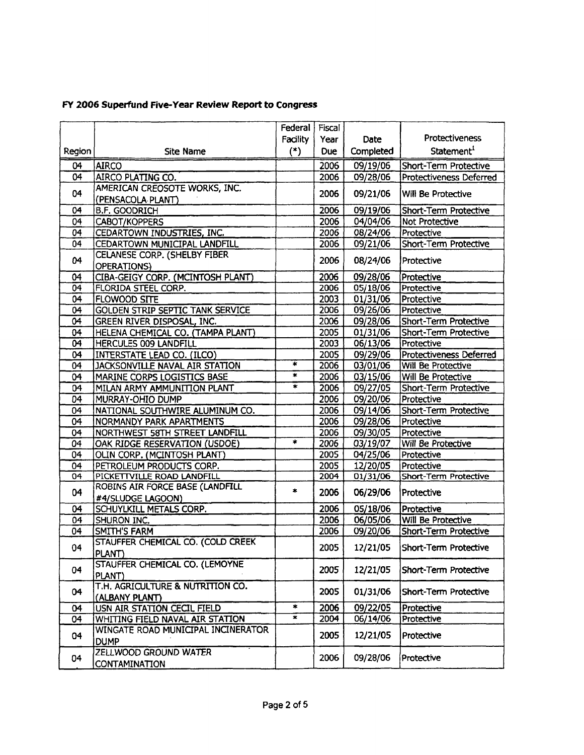**FY 2006 Superfund Five-Year Review Report to Congress**

| Region | Site Name | Federal Facility (*) | Fiscal Year Due | Date Completed | Protectiveness Statement[1] |
|---|---|---|---|---|---|
| 04 | AIRCO | | 2006 | 09/19/06 | Short-Term Protective |
| 04 | AIRCO PLATING CO. | | 2006 | 09/28/06 | Protectiveness Deferred |
| 04 | AMERICAN CREOSOTE WORKS, INC. (PENSACOLA PLANT) | | 2006 | 09/21/06 | Will Be Protective |
| 04 | B.F. GOODRICH | | 2006 | 09/19/06 | Short-Term Protective |
| 04 | CABOT/KOPPERS | | 2006 | 04/04/06 | Not Protective |
| 04 | CEDARTOWN INDUSTRIES, INC. | | 2006 | 08/24/06 | Protective |
| 04 | CEDARTOWN MUNICIPAL LANDFILL | | 2006 | 09/21/06 | Short-Term Protective |
| 04 | CELANESE CORP. (SHELBY FIBER OPERATIONS) | | 2006 | 08/24/06 | Protective |
| 04 | CIBA-GEIGY CORP. (MCINTOSH PLANT) | | 2006 | 09/28/06 | Protective |
| 04 | FLORIDA STEEL CORP. | | 2006 | 05/18/06 | Protective |
| 04 | FLOWOOD SITE | | 2003 | 01/31/06 | Protective |
| 04 | GOLDEN STRIP SEPTIC TANK SERVICE | | 2006 | 09/26/06 | Protective |
| 04 | GREEN RIVER DISPOSAL, INC. | | 2006 | 09/28/06 | Short-Term Protective |
| 04 | HELENA CHEMICAL CO. (TAMPA PLANT) | | 2005 | 01/31/06 | Short-Term Protective |
| 04 | HERCULES 009 LANDFILL | | 2003 | 06/13/06 | Protective |
| 04 | INTERSTATE LEAD CO. (ILCO) | | 2005 | 09/29/06 | Protectiveness Deferred |
| 04 | JACKSONVILLE NAVAL AIR STATION | * | 2006 | 03/01/06 | Will Be Protective |
| 04 | MARINE CORPS LOGISTICS BASE | * | 2006 | 03/15/06 | Will Be Protective |
| 04 | MILAN ARMY AMMUNITION PLANT | * | 2006 | 09/27/05 | Short-Term Protective |
| 04 | MURRAY-OHIO DUMP | | 2006 | 09/20/06 | Protective |
| 04 | NATIONAL SOUTHWIRE ALUMINUM CO. | | 2006 | 09/14/06 | Short-Term Protective |
| 04 | NORMANDY PARK APARTMENTS | | 2006 | 09/28/06 | Protective |
| 04 | NORTHWEST 58TH STREET LANDFILL | | 2006 | 09/30/05 | Protective |
| 04 | OAK RIDGE RESERVATION (USDOE) | * | 2006 | 03/19/07 | Will Be Protective |
| 04 | OLIN CORP. (MCINTOSH PLANT) | | 2005 | 04/25/06 | Protective |
| 04 | PETROLEUM PRODUCTS CORP. | | 2005 | 12/20/05 | Protective |
| 04 | PICKETTVILLE ROAD LANDFILL | | 2004 | 01/31/06 | Short-Term Protective |
| 04 | ROBINS AIR FORCE BASE (LANDFILL #4/SLUDGE LAGOON) | * | 2006 | 06/29/06 | Protective |
| 04 | SCHUYLKILL METALS CORP. | | 2006 | 05/18/06 | Protective |
| 04 | SHURON INC. | | 2006 | 06/05/06 | Will Be Protective |
| 04 | SMITH'S FARM | | 2006 | 09/20/06 | Short-Term Protective |
| 04 | STAUFFER CHEMICAL CO. (COLD CREEK PLANT) | | 2005 | 12/21/05 | Short-Term Protective |
| 04 | STAUFFER CHEMICAL CO. (LEMOYNE PLANT) | | 2005 | 12/21/05 | Short-Term Protective |
| 04 | T.H. AGRICULTURE & NUTRITION CO. (ALBANY PLANT) | | 2005 | 01/31/06 | Short-Term Protective |
| 04 | USN AIR STATION CECIL FIELD | * | 2006 | 09/22/05 | Protective |
| 04 | WHITING FIELD NAVAL AIR STATION | * | 2004 | 06/14/06 | Protective |
| 04 | WINGATE ROAD MUNICIPAL INCINERATOR DUMP | | 2005 | 12/21/05 | Protective |
| 04 | ZELLWOOD GROUND WATER CONTAMINATION | | 2006 | 09/28/06 | Protective |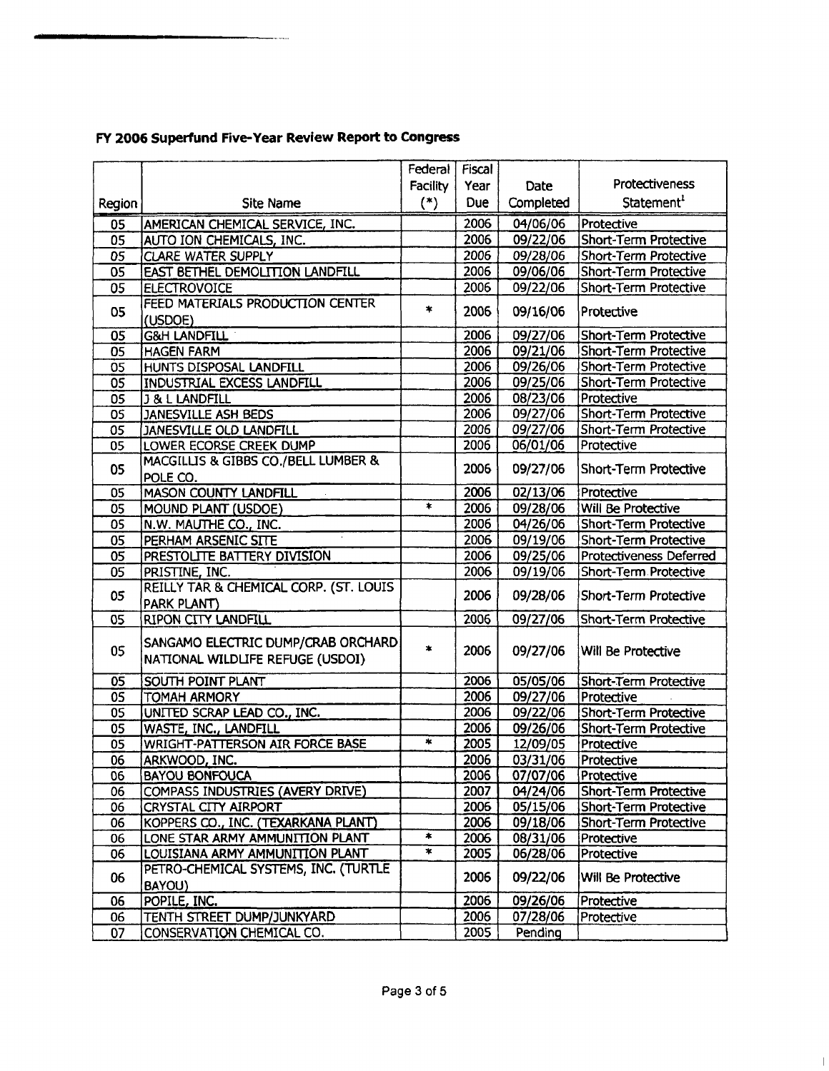**FY 2006 Superfund Five-Year Review Report to Congress**

| Region | Site Name | Federal Facility (*) | Fiscal Year Due | Date Completed | Protectiveness Statement[1] |
|---|---|---|---|---|---|
| 05 | AMERICAN CHEMICAL SERVICE, INC. | | 2006 | 04/06/06 | Protective |
| 05 | AUTO ION CHEMICALS, INC. | | 2006 | 09/22/06 | Short-Term Protective |
| 05 | CLARE WATER SUPPLY | | 2006 | 09/28/06 | Short-Term Protective |
| 05 | EAST BETHEL DEMOLITION LANDFILL | | 2006 | 09/06/06 | Short-Term Protective |
| 05 | ELECTROVOICE | | 2006 | 09/22/06 | Short-Term Protective |
| 05 | FEED MATERIALS PRODUCTION CENTER (USDOE) | * | 2006 | 09/16/06 | Protective |
| 05 | G&H LANDFILL | | 2006 | 09/27/06 | Short-Term Protective |
| 05 | HAGEN FARM | | 2006 | 09/21/06 | Short-Term Protective |
| 05 | HUNTS DISPOSAL LANDFILL | | 2006 | 09/26/06 | Short-Term Protective |
| 05 | INDUSTRIAL EXCESS LANDFILL | | 2006 | 09/25/06 | Short-Term Protective |
| 05 | J & L LANDFILL | | 2006 | 08/23/06 | Protective |
| 05 | JANESVILLE ASH BEDS | | 2006 | 09/27/06 | Short-Term Protective |
| 05 | JANESVILLE OLD LANDFILL | | 2006 | 09/27/06 | Short-Term Protective |
| 05 | LOWER ECORSE CREEK DUMP | | 2006 | 06/01/06 | Protective |
| 05 | MACGILLIS & GIBBS CO./BELL LUMBER & POLE CO. | | 2006 | 09/27/06 | Short-Term Protective |
| 05 | MASON COUNTY LANDFILL | | 2006 | 02/13/06 | Protective |
| 05 | MOUND PLANT (USDOE) | * | 2006 | 09/28/06 | Will Be Protective |
| 05 | N.W. MAUTHE CO., INC. | | 2006 | 04/26/06 | Short-Term Protective |
| 05 | PERHAM ARSENIC SITE | | 2006 | 09/19/06 | Short-Term Protective |
| 05 | PRESTOLITE BATTERY DIVISION | | 2006 | 09/25/06 | Protectiveness Deferred |
| 05 | PRISTINE, INC. | | 2006 | 09/19/06 | Short-Term Protective |
| 05 | REILLY TAR & CHEMICAL CORP. (ST. LOUIS PARK PLANT) | | 2006 | 09/28/06 | Short-Term Protective |
| 05 | RIPON CITY LANDFILL | | 2006 | 09/27/06 | Short-Term Protective |
| 05 | SANGAMO ELECTRIC DUMP/CRAB ORCHARD NATIONAL WILDLIFE REFUGE (USDOI) | * | 2006 | 09/27/06 | Will Be Protective |
| 05 | SOUTH POINT PLANT | | 2006 | 05/05/06 | Short-Term Protective |
| 05 | TOMAH ARMORY | | 2006 | 09/27/06 | Protective |
| 05 | UNITED SCRAP LEAD CO., INC. | | 2006 | 09/22/06 | Short-Term Protective |
| 05 | WASTE, INC., LANDFILL | | 2006 | 09/26/06 | Short-Term Protective |
| 05 | WRIGHT-PATTERSON AIR FORCE BASE | * | 2005 | 12/09/05 | Protective |
| 06 | ARKWOOD, INC. | | 2006 | 03/31/06 | Protective |
| 06 | BAYOU BONFOUCA | | 2006 | 07/07/06 | Protective |
| 06 | COMPASS INDUSTRIES (AVERY DRIVE) | | 2007 | 04/24/06 | Short-Term Protective |
| 06 | CRYSTAL CITY AIRPORT | | 2006 | 05/15/06 | Short-Term Protective |
| 06 | KOPPERS CO., INC. (TEXARKANA PLANT) | | 2006 | 09/18/06 | Short-Term Protective |
| 06 | LONE STAR ARMY AMMUNITION PLANT | * | 2006 | 08/31/06 | Protective |
| 06 | LOUISIANA ARMY AMMUNITION PLANT | * | 2005 | 06/28/06 | Protective |
| 06 | PETRO-CHEMICAL SYSTEMS, INC. (TURTLE BAYOU) | | 2006 | 09/22/06 | Will Be Protective |
| 06 | POPILE, INC. | | 2006 | 09/26/06 | Protective |
| 06 | TENTH STREET DUMP/JUNKYARD | | 2006 | 07/28/06 | Protective |
| 07 | CONSERVATION CHEMICAL CO. | | 2005 | Pending | |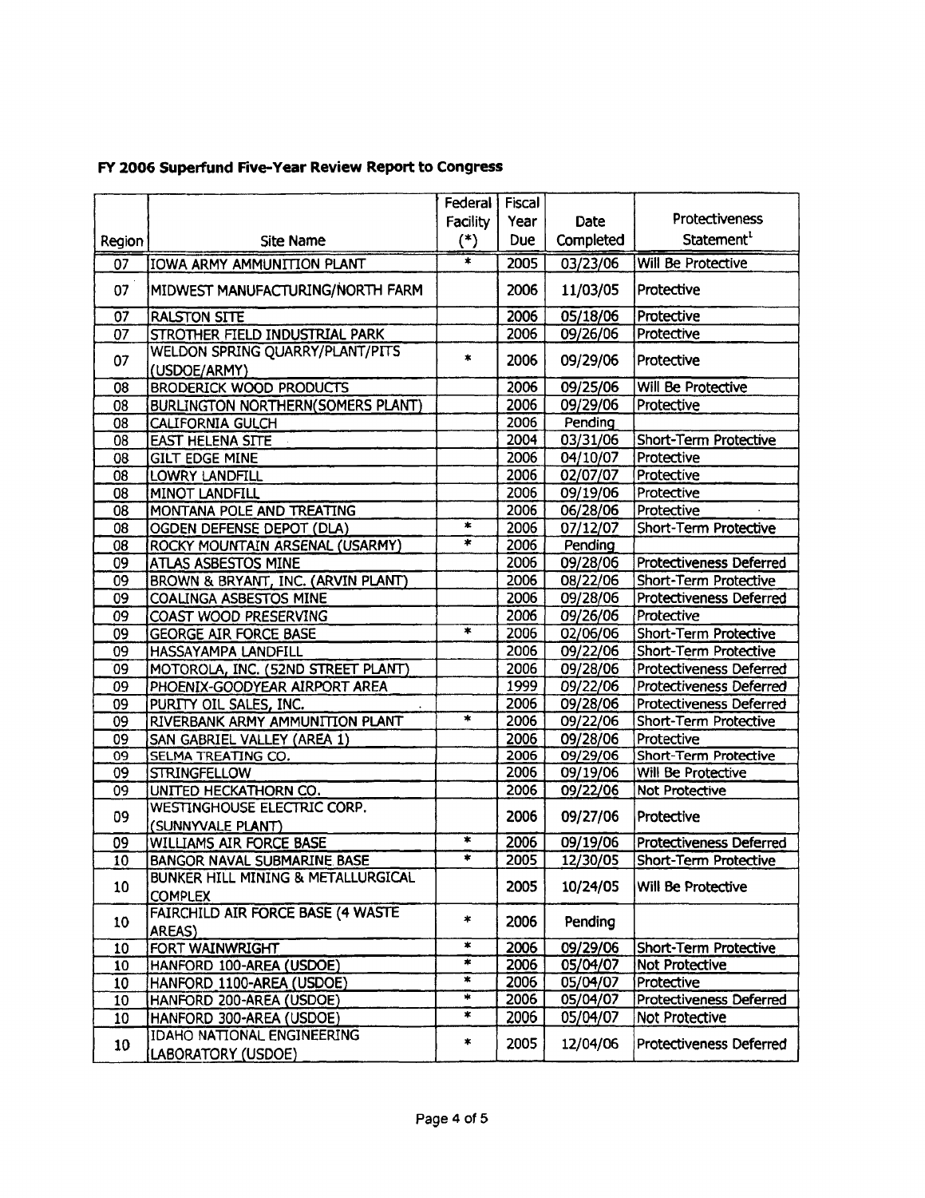**FY 2006 Superfund Five-Year Review Report to Congress**

| Region | Site Name | Federal Facility (*) | Fiscal Year Due | Date Completed | Protectiveness Statement[1] |
|---|---|---|---|---|---|
| 07 | IOWA ARMY AMMUNITION PLANT | * | 2005 | 03/23/06 | Will Be Protective |
| 07 | MIDWEST MANUFACTURING/NORTH FARM | | 2006 | 11/03/05 | Protective |
| 07 | RALSTON SITE | | 2006 | 05/18/06 | Protective |
| 07 | STROTHER FIELD INDUSTRIAL PARK | | 2006 | 09/26/06 | Protective |
| 07 | WELDON SPRING QUARRY/PLANT/PITS (USDOE/ARMY) | * | 2006 | 09/29/06 | Protective |
| 08 | BRODERICK WOOD PRODUCTS | | 2006 | 09/25/06 | Will Be Protective |
| 08 | BURLINGTON NORTHERN(SOMERS PLANT) | | 2006 | 09/29/06 | Protective |
| 08 | CALIFORNIA GULCH | | 2006 | Pending | |
| 08 | EAST HELENA SITE | | 2004 | 03/31/06 | Short-Term Protective |
| 08 | GILT EDGE MINE | | 2006 | 04/10/07 | Protective |
| 08 | LOWRY LANDFILL | | 2006 | 02/07/07 | Protective |
| 08 | MINOT LANDFILL | | 2006 | 09/19/06 | Protective |
| 08 | MONTANA POLE AND TREATING | | 2006 | 06/28/06 | Protective |
| 08 | OGDEN DEFENSE DEPOT (DLA) | * | 2006 | 07/12/07 | Short-Term Protective |
| 08 | ROCKY MOUNTAIN ARSENAL (USARMY) | * | 2006 | Pending | |
| 09 | ATLAS ASBESTOS MINE | | 2006 | 09/28/06 | Protectiveness Deferred |
| 09 | BROWN & BRYANT, INC. (ARVIN PLANT) | | 2006 | 08/22/06 | Short-Term Protective |
| 09 | COALINGA ASBESTOS MINE | | 2006 | 09/28/06 | Protectiveness Deferred |
| 09 | COAST WOOD PRESERVING | | 2006 | 09/26/06 | Protective |
| 09 | GEORGE AIR FORCE BASE | * | 2006 | 02/06/06 | Short-Term Protective |
| 09 | HASSAYAMPA LANDFILL | | 2006 | 09/22/06 | Short-Term Protective |
| 09 | MOTOROLA, INC. (52ND STREET PLANT) | | 2006 | 09/28/06 | Protectiveness Deferred |
| 09 | PHOENIX-GOODYEAR AIRPORT AREA | | 1999 | 09/22/06 | Protectiveness Deferred |
| 09 | PURITY OIL SALES, INC. | | 2006 | 09/28/06 | Protectiveness Deferred |
| 09 | RIVERBANK ARMY AMMUNITION PLANT | * | 2006 | 09/22/06 | Short-Term Protective |
| 09 | SAN GABRIEL VALLEY (AREA 1) | | 2006 | 09/28/06 | Protective |
| 09 | SELMA TREATING CO. | | 2006 | 09/29/06 | Short-Term Protective |
| 09 | STRINGFELLOW | | 2006 | 09/19/06 | Will Be Protective |
| 09 | UNITED HECKATHORN CO. | | 2006 | 09/22/06 | Not Protective |
| 09 | WESTINGHOUSE ELECTRIC CORP. (SUNNYVALE PLANT) | | 2006 | 09/27/06 | Protective |
| 09 | WILLIAMS AIR FORCE BASE | * | 2006 | 09/19/06 | Protectiveness Deferred |
| 10 | BANGOR NAVAL SUBMARINE BASE | * | 2005 | 12/30/05 | Short-Term Protective |
| 10 | BUNKER HILL MINING & METALLURGICAL COMPLEX | | 2005 | 10/24/05 | Will Be Protective |
| 10 | FAIRCHILD AIR FORCE BASE (4 WASTE AREAS) | * | 2006 | Pending | |
| 10 | FORT WAINWRIGHT | * | 2006 | 09/29/06 | Short-Term Protective |
| 10 | HANFORD 100-AREA (USDOE) | * | 2006 | 05/04/07 | Not Protective |
| 10 | HANFORD 1100-AREA (USDOE) | * | 2006 | 05/04/07 | Protective |
| 10 | HANFORD 200-AREA (USDOE) | * | 2006 | 05/04/07 | Protectiveness Deferred |
| 10 | HANFORD 300-AREA (USDOE) | * | 2006 | 05/04/07 | Not Protective |
| 10 | IDAHO NATIONAL ENGINEERING LABORATORY (USDOE) | * | 2005 | 12/04/06 | Protectiveness Deferred |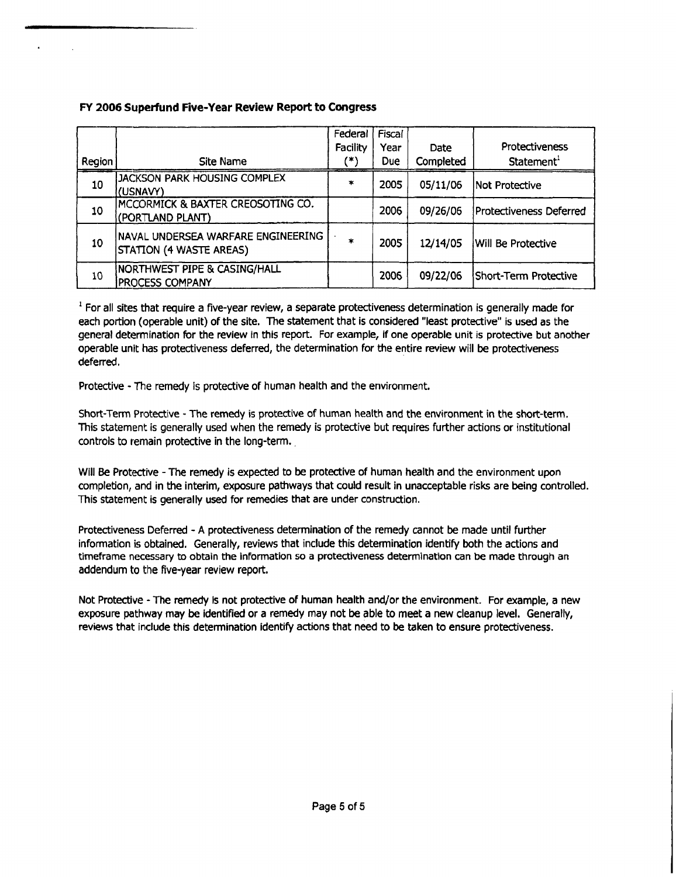**FY 2006 Superfund Five-Year Review Report to Congress**

| Region | Site Name | Federal Facility (*) | Fiscal Year Due | Date Completed | Protectiveness Statement[1] |
|---|---|---|---|---|---|
| 10 | JACKSON PARK HOUSING COMPLEX (USNAVY) | * | 2005 | 05/11/06 | Not Protective |
| 10 | MCCORMICK & BAXTER CREOSOTING CO. (PORTLAND PLANT) | | 2006 | 09/26/06 | Protectiveness Deferred |
| 10 | NAVAL UNDERSEA WARFARE ENGINEERING STATION (4 WASTE AREAS) | * | 2005 | 12/14/05 | Will Be Protective |
| 10 | NORTHWEST PIPE & CASING/HALL PROCESS COMPANY | | 2006 | 09/22/06 | Short-Term Protective |

[1] For all sites that require a five-year review, a separate protectiveness determination is generally made for each portion (operable unit) of the site. The statement that is considered "least protective" is used as the general determination for the review in this report. For example, if one operable unit is protective but another operable unit has protectiveness deferred, the determination for the entire review will be protectiveness deferred.

Protective - The remedy is protective of human health and the environment.

Short-Term Protective - The remedy is protective of human health and the environment in the short-term. This statement is generally used when the remedy is protective but requires further actions or institutional controls to remain protective in the long-term.

Will Be Protective - The remedy is expected to be protective of human health and the environment upon completion, and in the interim, exposure pathways that could result in unacceptable risks are being controlled. This statement is generally used for remedies that are under construction.

Protectiveness Deferred - A protectiveness determination of the remedy cannot be made until further information is obtained. Generally, reviews that include this determination identify both the actions and timeframe necessary to obtain the information so a protectiveness determination can be made through an addendum to the five-year review report.

Not Protective - The remedy is not protective of human health and/or the environment. For example, a new exposure pathway may be identified or a remedy may not be able to meet a new cleanup level. Generally, reviews that include this determination identify actions that need to be taken to ensure protectiveness.